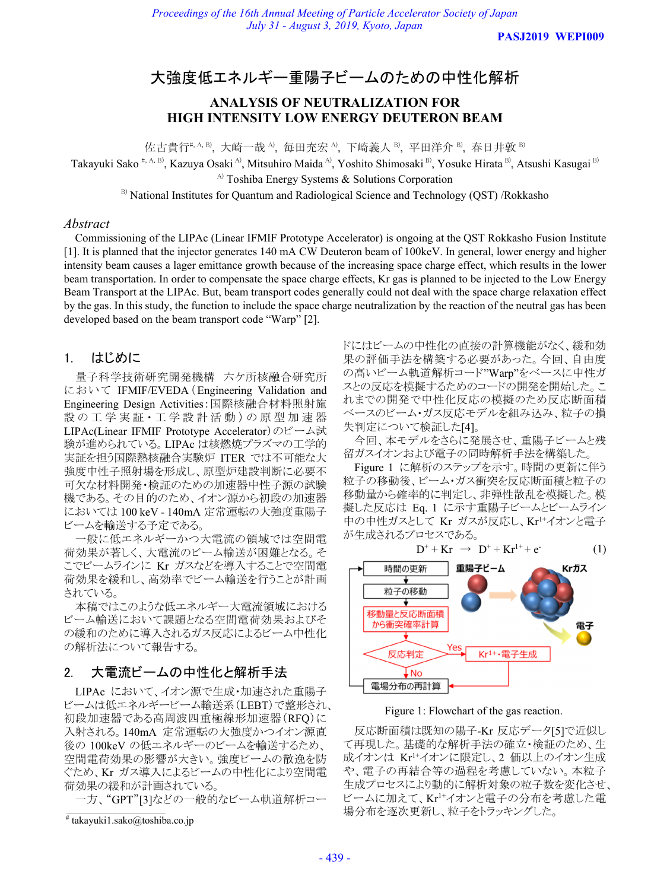# 大強度低エネルギー重陽子ビームのための中性化解析

## ANALYSIS OF NEUTRALIZATION FOR HIGH INTENSITY LOW ENERGY DEUTERON BEAM

佐古貴行[#, A, B], 大崎一哉[A], 毎田充宏[A], 下崎義人[B], 平田洋介[B], 春日井敦[B]

Takayuki Sako[#, A, B], Kazuya Osaki[A], Mitsuhiro Maida[A], Yoshito Shimosaki[B], Yosuke Hirata[B], Atsushi Kasugai[B]

[A] Toshiba Energy Systems & Solutions Corporation

[B] National Institutes for Quantum and Radiological Science and Technology (QST) /Rokkasho

### *Abstract*

Commissioning of the LIPAc (Linear IFMIF Prototype Accelerator) is ongoing at the QST Rokkasho Fusion Institute [1]. It is planned that the injector generates 140 mA CW Deuteron beam of 100keV. In general, lower energy and higher intensity beam causes a lager emittance growth because of the increasing space charge effect, which results in the lower beam transportation. In order to compensate the space charge effects, Kr gas is planned to be injected to the Low Energy Beam Transport at the LIPAc. But, beam transport codes generally could not deal with the space charge relaxation effect by the gas. In this study, the function to include the space charge neutralization by the reaction of the neutral gas has been developed based on the beam transport code "Warp" [2].

## 1. はじめに

量子科学技術研究開発機構 六ケ所核融合研究所において IFMIF/EVEDA（Engineering Validation and Engineering Design Activities：国際核融合材料照射施設の工学実証・工学設計活動）の原型加速器 LIPAc(Linear IFMIF Prototype Accelerator)のビーム試験が進められている。LIPAc は核燃焼プラズマの工学的実証を担う国際熱核融合実験炉 ITER では不可能な大強度中性子照射場を形成し、原型炉建設判断に必要不可欠な材料開発・検証のための加速器中性子源の試験機である。その目的のため、イオン源から初段の加速器においては 100 keV - 140mA 定常運転の大強度重陽子ビームを輸送する予定である。

一般に低エネルギーかつ大電流の領域では空間電荷効果が著しく、大電流のビーム輸送が困難となる。そこでビームラインに Kr ガスなどを導入することで空間電荷効果を緩和し、高効率でビーム輸送を行うことが計画されている。

本稿ではこのような低エネルギー大電流領域におけるビーム輸送において課題となる空間電荷効果およびその緩和のために導入されるガス反応によるビーム中性化の解析法について報告する。

## 2. 大電流ビームの中性化と解析手法

LIPAc において、イオン源で生成・加速された重陽子ビームは低エネルギービーム輸送系（LEBT）で整形され、初段加速器である高周波四重極線形加速器（RFQ）に入射される。140mA 定常運転の大強度かつイオン源直後の 100keV の低エネルギーのビームを輸送するため、空間電荷効果の影響が大きい。強度ビームの散逸を防ぐため、Kr ガス導入によるビームの中性化により空間電荷効果の緩和が計画されている。

一方、"GPT"[3]などの一般的なビーム軌道解析コードにはビームの中性化の直接の計算機能がなく、緩和効果の評価手法を構築する必要があった。今回、自由度の高いビーム軌道解析コード"Warp"をベースに中性ガスとの反応を模擬するためのコードの開発を開始した。これまでの開発で中性化反応の模擬のため反応断面積ベースのビーム・ガス反応モデルを組み込み、粒子の損失判定について検証した[4]。

今回、本モデルをさらに発展させ、重陽子ビームと残留ガスイオンおよび電子の同時解析手法を構築した。

Figure 1 に解析のステップを示す。時間の更新に伴う粒子の移動後、ビーム・ガス衝突を反応断面積と粒子の移動量から確率的に判定し、非弾性散乱を模擬した。模擬した反応は Eq. 1 に示す重陽子ビームとビームライン中の中性ガスとして Kr ガスが反応し、$Kr^{1+}$イオンと電子が生成されるプロセスである。

$$D^{+} + Kr \rightarrow D^{+} + Kr^{1+} + e^{-} \qquad (1)$$

Figure 1: Flowchart of the gas reaction.

反応断面積は既知の陽子-Kr 反応データ[5]で近似して再現した。基礎的な解析手法の確立・検証のため、生成イオンは $Kr^{1+}$イオンに限定し、2 価以上のイオン生成や、電子の再結合等の過程を考慮していない。本粒子生成プロセスにより動的に解析対象の粒子数を変化させ、ビームに加えて、$Kr^{1+}$イオンと電子の分布を考慮した電場分布を逐次更新し、粒子をトラッキングした。

# takayuki1.sako@toshiba.co.jp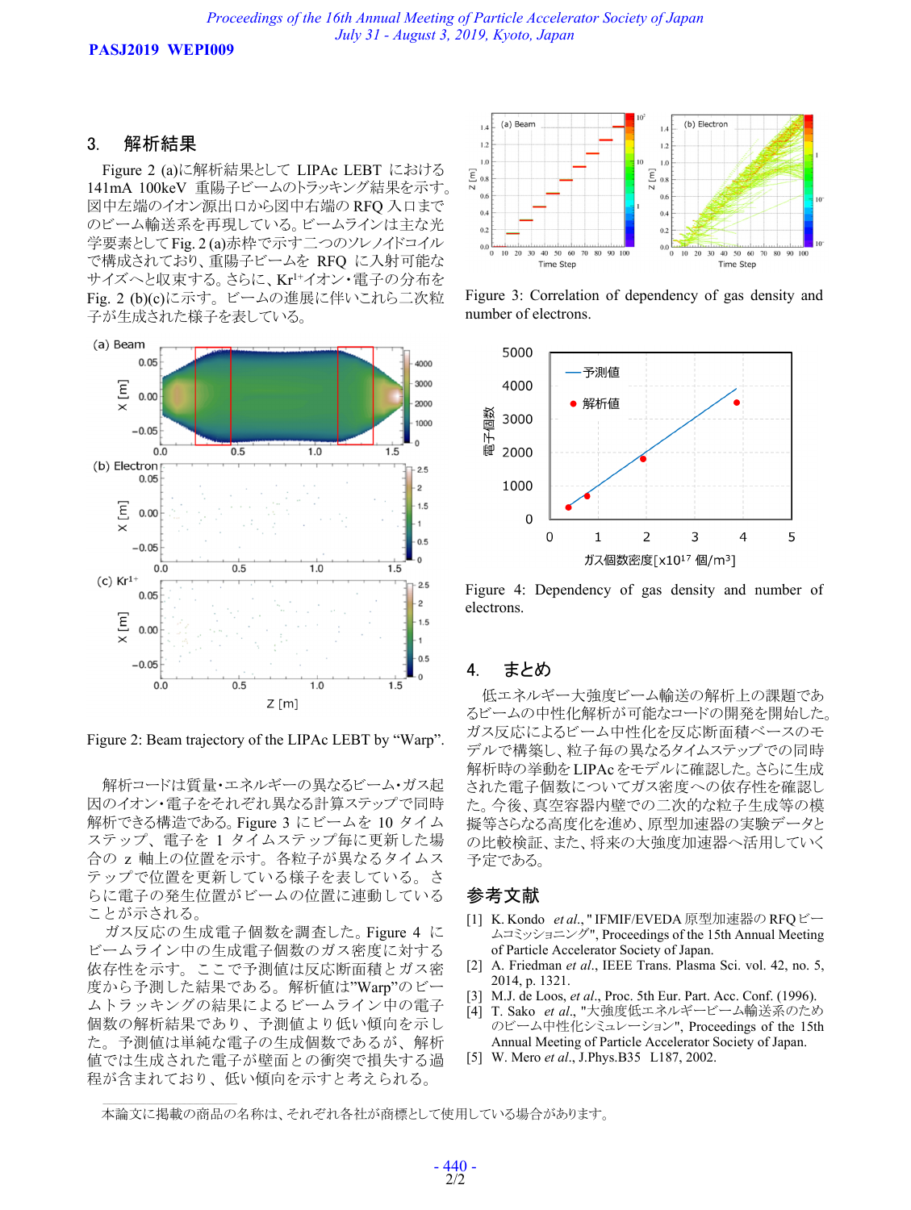## 3. 解析結果

Figure 2 (a)に解析結果として LIPAc LEBT における 141mA 100keV 重陽子ビームのトラッキング結果を示す。図中左端のイオン源出口から図中右端の RFQ 入口までのビーム輸送系を再現している。ビームラインは主な光学要素として Fig. 2 (a)赤枠で示す二つのソレノイドコイルで構成されており、重陽子ビームを RFQ に入射可能なサイズへと収束する。さらに、$Kr^{1+}$イオン・電子の分布を Fig. 2 (b)(c)に示す。ビームの進展に伴いこれら二次粒子が生成された様子を表している。

(a) Beam

(b) Electron

(c) $Kr^{1+}$

Figure 2: Beam trajectory of the LIPAc LEBT by "Warp".

解析コードは質量･エネルギーの異なるビーム･ガス起因のイオン･電子をそれぞれ異なる計算ステップで同時解析できる構造である。Figure 3 にビームを 10 タイムステップ、電子を 1 タイムステップ毎に更新した場合の z 軸上の位置を示す。各粒子が異なるタイムステップで位置を更新している様子を表している。さらに電子の発生位置がビームの位置に連動していることが示される。

ガス反応の生成電子個数を調査した。Figure 4 にビームライン中の生成電子個数のガス密度に対する依存性を示す。ここで予測値は反応断面積とガス密度から予測した結果である。解析値は"Warp"のビームトラッキングの結果によるビームライン中の電子個数の解析結果であり、予測値より低い傾向を示した。予測値は単純な電子の生成個数であるが、解析値では生成された電子が壁面との衝突で損失する過程が含まれており、低い傾向を示すと考えられる。

(a) Beam

(b) Electron

Figure 3: Correlation of dependency of gas density and number of electrons.

予測値

解析値

電子個数

ガス個数密度[x10¹⁷ 個/m³]

Figure 4: Dependency of gas density and number of electrons.

## 4. まとめ

低エネルギー大強度ビーム輸送の解析上の課題であるビームの中性化解析が可能なコードの開発を開始した。ガス反応によるビーム中性化を反応断面積ベースのモデルで構築し、粒子毎の異なるタイムステップでの同時解析時の挙動を LIPAc をモデルに確認した。さらに生成された電子個数についてガス密度への依存性を確認した。今後、真空容器内壁での二次的な粒子生成等の模擬等さらなる高度化を進め、原型加速器の実験データとの比較検証、また、将来の大強度加速器へ活用していく予定である。

## 参考文献

[1] K. Kondo *et al.*, " IFMIF/EVEDA 原型加速器の RFQ ビームコミッショニング", Proceedings of the 15th Annual Meeting of Particle Accelerator Society of Japan.

[2] A. Friedman *et al.*, IEEE Trans. Plasma Sci. vol. 42, no. 5, 2014, p. 1321.

[3] M.J. de Loos, *et al.*, Proc. 5th Eur. Part. Acc. Conf. (1996).

[4] T. Sako *et al.*, "大強度低エネルギービーム輸送系のためのビーム中性化シミュレーション", Proceedings of the 15th Annual Meeting of Particle Accelerator Society of Japan.

[5] W. Mero *et al.*, J.Phys.B35 L187, 2002.

本論文に掲載の商品の名称は、それぞれ各社が商標として使用している場合があります。